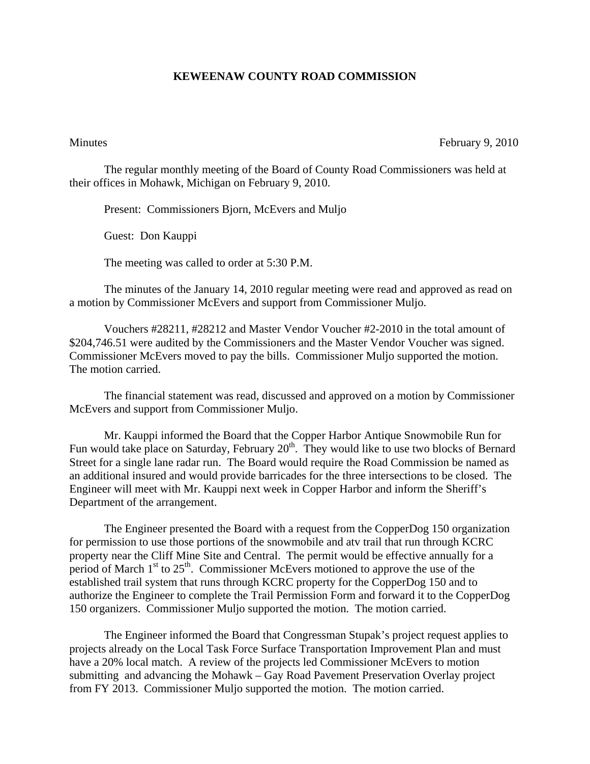# KEWEENAW COUNTY ROAD COMMISSION

Minutes February 9, 2010

The regular monthly meeting of the Board of County Road Commissioners was held at their offices in Mohawk, Michigan on February 9, 2010.

Present: Commissioners Bjorn, McEvers and Muljo

Guest: Don Kauppi

The meeting was called to order at 5:30 P.M.

The minutes of the January 14, 2010 regular meeting were read and approved as read on a motion by Commissioner McEvers and support from Commissioner Muljo.

Vouchers #28211, #28212 and Master Vendor Voucher #2-2010 in the total amount of $204,746.51 were audited by the Commissioners and the Master Vendor Voucher was signed. Commissioner McEvers moved to pay the bills. Commissioner Muljo supported the motion. The motion carried.

The financial statement was read, discussed and approved on a motion by Commissioner McEvers and support from Commissioner Muljo.

Mr. Kauppi informed the Board that the Copper Harbor Antique Snowmobile Run for Fun would take place on Saturday, February 20th. They would like to use two blocks of Bernard Street for a single lane radar run. The Board would require the Road Commission be named as an additional insured and would provide barricades for the three intersections to be closed. The Engineer will meet with Mr. Kauppi next week in Copper Harbor and inform the Sheriff's Department of the arrangement.

The Engineer presented the Board with a request from the CopperDog 150 organization for permission to use those portions of the snowmobile and atv trail that run through KCRC property near the Cliff Mine Site and Central. The permit would be effective annually for a period of March 1st to 25th. Commissioner McEvers motioned to approve the use of the established trail system that runs through KCRC property for the CopperDog 150 and to authorize the Engineer to complete the Trail Permission Form and forward it to the CopperDog 150 organizers. Commissioner Muljo supported the motion. The motion carried.

The Engineer informed the Board that Congressman Stupak's project request applies to projects already on the Local Task Force Surface Transportation Improvement Plan and must have a 20% local match. A review of the projects led Commissioner McEvers to motion submitting and advancing the Mohawk – Gay Road Pavement Preservation Overlay project from FY 2013. Commissioner Muljo supported the motion. The motion carried.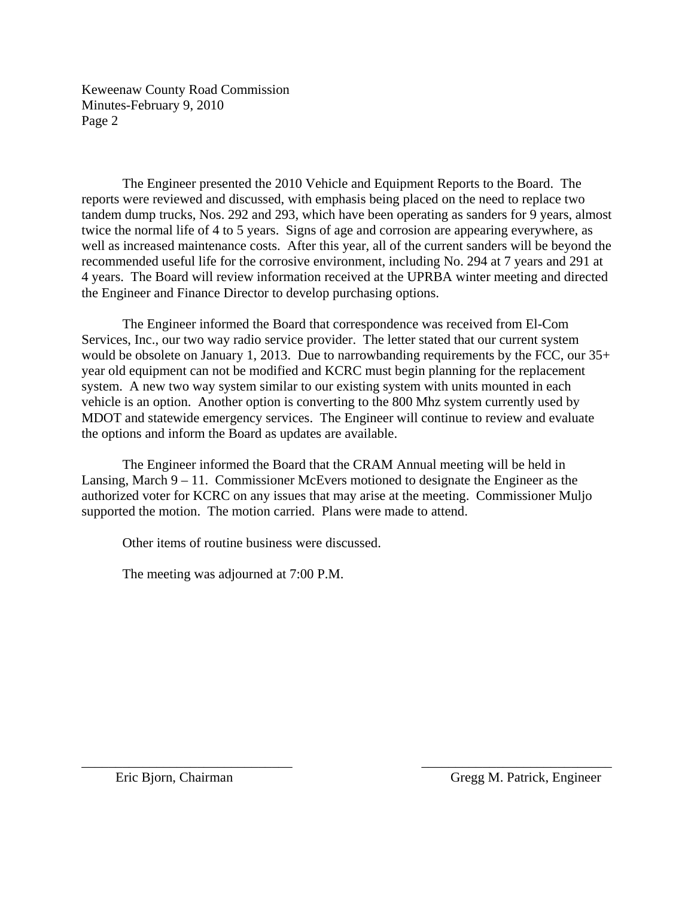The Engineer presented the 2010 Vehicle and Equipment Reports to the Board. The reports were reviewed and discussed, with emphasis being placed on the need to replace two tandem dump trucks, Nos. 292 and 293, which have been operating as sanders for 9 years, almost twice the normal life of 4 to 5 years. Signs of age and corrosion are appearing everywhere, as well as increased maintenance costs. After this year, all of the current sanders will be beyond the recommended useful life for the corrosive environment, including No. 294 at 7 years and 291 at 4 years. The Board will review information received at the UPRBA winter meeting and directed the Engineer and Finance Director to develop purchasing options.

The Engineer informed the Board that correspondence was received from El-Com Services, Inc., our two way radio service provider. The letter stated that our current system would be obsolete on January 1, 2013. Due to narrowbanding requirements by the FCC, our 35+ year old equipment can not be modified and KCRC must begin planning for the replacement system. A new two way system similar to our existing system with units mounted in each vehicle is an option. Another option is converting to the 800 Mhz system currently used by MDOT and statewide emergency services. The Engineer will continue to review and evaluate the options and inform the Board as updates are available.

The Engineer informed the Board that the CRAM Annual meeting will be held in Lansing, March 9 – 11. Commissioner McEvers motioned to designate the Engineer as the authorized voter for KCRC on any issues that may arise at the meeting. Commissioner Muljo supported the motion. The motion carried. Plans were made to attend.

Other items of routine business were discussed.

The meeting was adjourned at 7:00 P.M.

_______________________________ Eric Bjorn, Chairman

_______________________________ Gregg M. Patrick, Engineer